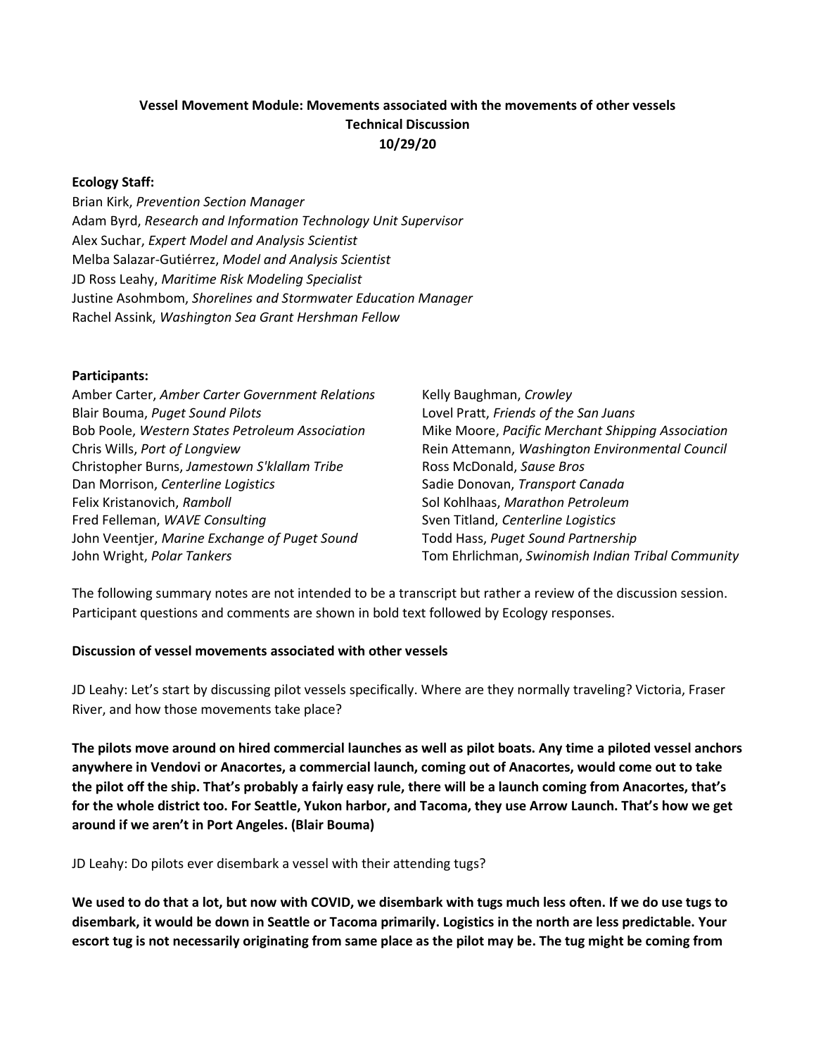**Vessel Movement Module: Movements associated with the movements of other vessels**
**Technical Discussion**
**10/29/20**

**Ecology Staff:**

Brian Kirk, *Prevention Section Manager*
Adam Byrd, *Research and Information Technology Unit Supervisor*
Alex Suchar, *Expert Model and Analysis Scientist*
Melba Salazar-Gutiérrez, *Model and Analysis Scientist*
JD Ross Leahy, *Maritime Risk Modeling Specialist*
Justine Asohmbom, *Shorelines and Stormwater Education Manager*
Rachel Assink, *Washington Sea Grant Hershman Fellow*

**Participants:**

Amber Carter, *Amber Carter Government Relations*
Blair Bouma, *Puget Sound Pilots*
Bob Poole, *Western States Petroleum Association*
Chris Wills, *Port of Longview*
Christopher Burns, *Jamestown S'klallam Tribe*
Dan Morrison, *Centerline Logistics*
Felix Kristanovich, *Ramboll*
Fred Felleman, *WAVE Consulting*
John Veentjer, *Marine Exchange of Puget Sound*
John Wright, *Polar Tankers*
Kelly Baughman, *Crowley*
Lovel Pratt, *Friends of the San Juans*
Mike Moore, *Pacific Merchant Shipping Association*
Rein Attemann, *Washington Environmental Council*
Ross McDonald, *Sause Bros*
Sadie Donovan, *Transport Canada*
Sol Kohlhaas, *Marathon Petroleum*
Sven Titland, *Centerline Logistics*
Todd Hass, *Puget Sound Partnership*
Tom Ehrlichman, *Swinomish Indian Tribal Community*

The following summary notes are not intended to be a transcript but rather a review of the discussion session. Participant questions and comments are shown in bold text followed by Ecology responses.

**Discussion of vessel movements associated with other vessels**

JD Leahy: Let's start by discussing pilot vessels specifically. Where are they normally traveling? Victoria, Fraser River, and how those movements take place?

**The pilots move around on hired commercial launches as well as pilot boats. Any time a piloted vessel anchors anywhere in Vendovi or Anacortes, a commercial launch, coming out of Anacortes, would come out to take the pilot off the ship. That's probably a fairly easy rule, there will be a launch coming from Anacortes, that's for the whole district too. For Seattle, Yukon harbor, and Tacoma, they use Arrow Launch. That's how we get around if we aren't in Port Angeles. (Blair Bouma)**

JD Leahy: Do pilots ever disembark a vessel with their attending tugs?

**We used to do that a lot, but now with COVID, we disembark with tugs much less often. If we do use tugs to disembark, it would be down in Seattle or Tacoma primarily. Logistics in the north are less predictable. Your escort tug is not necessarily originating from same place as the pilot may be. The tug might be coming from**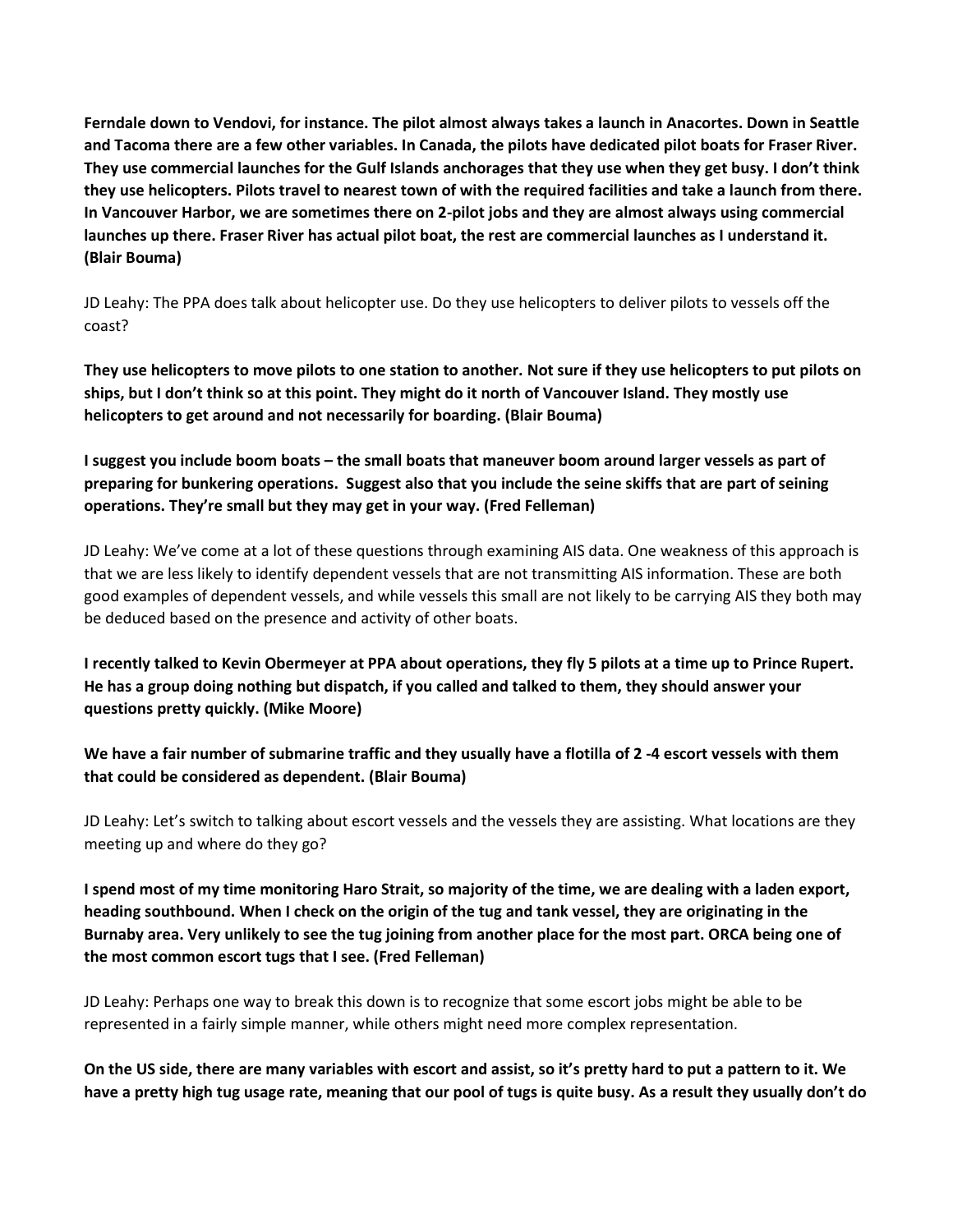**Ferndale down to Vendovi, for instance. The pilot almost always takes a launch in Anacortes. Down in Seattle and Tacoma there are a few other variables. In Canada, the pilots have dedicated pilot boats for Fraser River. They use commercial launches for the Gulf Islands anchorages that they use when they get busy. I don't think they use helicopters. Pilots travel to nearest town of with the required facilities and take a launch from there. In Vancouver Harbor, we are sometimes there on 2-pilot jobs and they are almost always using commercial launches up there. Fraser River has actual pilot boat, the rest are commercial launches as I understand it. (Blair Bouma)**

JD Leahy: The PPA does talk about helicopter use. Do they use helicopters to deliver pilots to vessels off the coast?

**They use helicopters to move pilots to one station to another. Not sure if they use helicopters to put pilots on ships, but I don't think so at this point. They might do it north of Vancouver Island. They mostly use helicopters to get around and not necessarily for boarding. (Blair Bouma)**

**I suggest you include boom boats – the small boats that maneuver boom around larger vessels as part of preparing for bunkering operations. Suggest also that you include the seine skiffs that are part of seining operations. They're small but they may get in your way. (Fred Felleman)**

JD Leahy: We've come at a lot of these questions through examining AIS data. One weakness of this approach is that we are less likely to identify dependent vessels that are not transmitting AIS information. These are both good examples of dependent vessels, and while vessels this small are not likely to be carrying AIS they both may be deduced based on the presence and activity of other boats.

**I recently talked to Kevin Obermeyer at PPA about operations, they fly 5 pilots at a time up to Prince Rupert. He has a group doing nothing but dispatch, if you called and talked to them, they should answer your questions pretty quickly. (Mike Moore)**

**We have a fair number of submarine traffic and they usually have a flotilla of 2 -4 escort vessels with them that could be considered as dependent. (Blair Bouma)**

JD Leahy: Let's switch to talking about escort vessels and the vessels they are assisting. What locations are they meeting up and where do they go?

**I spend most of my time monitoring Haro Strait, so majority of the time, we are dealing with a laden export, heading southbound. When I check on the origin of the tug and tank vessel, they are originating in the Burnaby area. Very unlikely to see the tug joining from another place for the most part. ORCA being one of the most common escort tugs that I see. (Fred Felleman)**

JD Leahy: Perhaps one way to break this down is to recognize that some escort jobs might be able to be represented in a fairly simple manner, while others might need more complex representation.

**On the US side, there are many variables with escort and assist, so it's pretty hard to put a pattern to it. We have a pretty high tug usage rate, meaning that our pool of tugs is quite busy. As a result they usually don't do**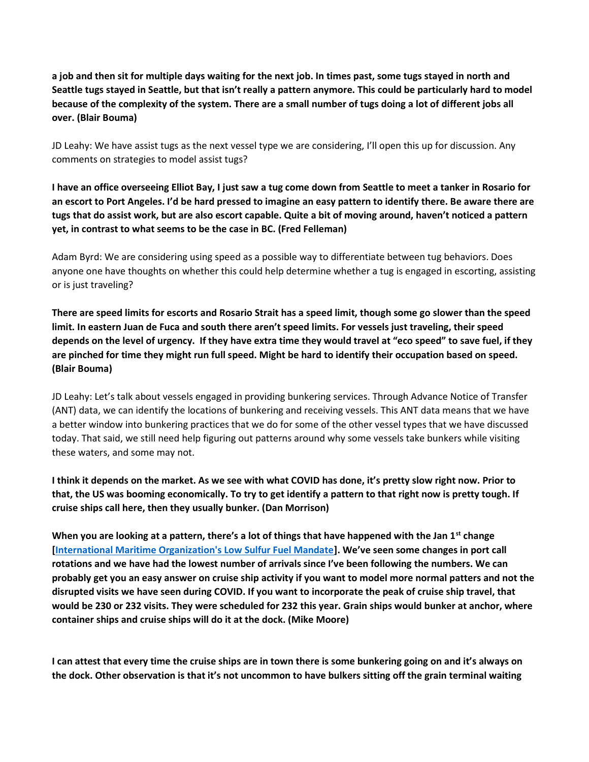**a job and then sit for multiple days waiting for the next job. In times past, some tugs stayed in north and Seattle tugs stayed in Seattle, but that isn't really a pattern anymore. This could be particularly hard to model because of the complexity of the system. There are a small number of tugs doing a lot of different jobs all over. (Blair Bouma)**

JD Leahy: We have assist tugs as the next vessel type we are considering, I'll open this up for discussion. Any comments on strategies to model assist tugs?

**I have an office overseeing Elliot Bay, I just saw a tug come down from Seattle to meet a tanker in Rosario for an escort to Port Angeles. I'd be hard pressed to imagine an easy pattern to identify there. Be aware there are tugs that do assist work, but are also escort capable. Quite a bit of moving around, haven't noticed a pattern yet, in contrast to what seems to be the case in BC. (Fred Felleman)**

Adam Byrd: We are considering using speed as a possible way to differentiate between tug behaviors. Does anyone one have thoughts on whether this could help determine whether a tug is engaged in escorting, assisting or is just traveling?

**There are speed limits for escorts and Rosario Strait has a speed limit, though some go slower than the speed limit. In eastern Juan de Fuca and south there aren't speed limits. For vessels just traveling, their speed depends on the level of urgency. If they have extra time they would travel at "eco speed" to save fuel, if they are pinched for time they might run full speed. Might be hard to identify their occupation based on speed. (Blair Bouma)**

JD Leahy: Let's talk about vessels engaged in providing bunkering services. Through Advance Notice of Transfer (ANT) data, we can identify the locations of bunkering and receiving vessels. This ANT data means that we have a better window into bunkering practices that we do for some of the other vessel types that we have discussed today. That said, we still need help figuring out patterns around why some vessels take bunkers while visiting these waters, and some may not.

**I think it depends on the market. As we see with what COVID has done, it's pretty slow right now. Prior to that, the US was booming economically. To try to get identify a pattern to that right now is pretty tough. If cruise ships call here, then they usually bunker. (Dan Morrison)**

**When you are looking at a pattern, there's a lot of things that have happened with the Jan 1st change [International Maritime Organization's Low Sulfur Fuel Mandate]. We've seen some changes in port call rotations and we have had the lowest number of arrivals since I've been following the numbers. We can probably get you an easy answer on cruise ship activity if you want to model more normal patters and not the disrupted visits we have seen during COVID. If you want to incorporate the peak of cruise ship travel, that would be 230 or 232 visits. They were scheduled for 232 this year. Grain ships would bunker at anchor, where container ships and cruise ships will do it at the dock. (Mike Moore)**

**I can attest that every time the cruise ships are in town there is some bunkering going on and it's always on the dock. Other observation is that it's not uncommon to have bulkers sitting off the grain terminal waiting**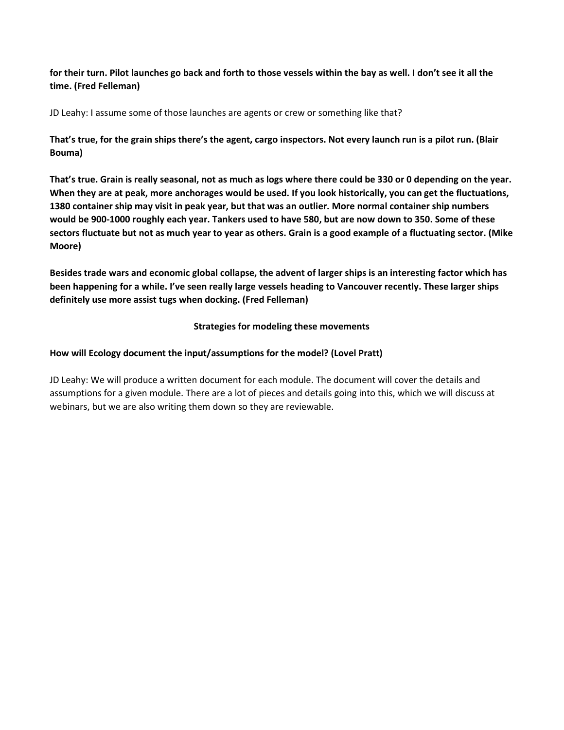**for their turn. Pilot launches go back and forth to those vessels within the bay as well. I don't see it all the time. (Fred Felleman)**

JD Leahy: I assume some of those launches are agents or crew or something like that?

**That's true, for the grain ships there's the agent, cargo inspectors. Not every launch run is a pilot run. (Blair Bouma)**

**That's true. Grain is really seasonal, not as much as logs where there could be 330 or 0 depending on the year. When they are at peak, more anchorages would be used. If you look historically, you can get the fluctuations, 1380 container ship may visit in peak year, but that was an outlier. More normal container ship numbers would be 900-1000 roughly each year. Tankers used to have 580, but are now down to 350. Some of these sectors fluctuate but not as much year to year as others. Grain is a good example of a fluctuating sector. (Mike Moore)**

**Besides trade wars and economic global collapse, the advent of larger ships is an interesting factor which has been happening for a while. I've seen really large vessels heading to Vancouver recently. These larger ships definitely use more assist tugs when docking. (Fred Felleman)**

**Strategies for modeling these movements**

**How will Ecology document the input/assumptions for the model? (Lovel Pratt)**

JD Leahy: We will produce a written document for each module. The document will cover the details and assumptions for a given module. There are a lot of pieces and details going into this, which we will discuss at webinars, but we are also writing them down so they are reviewable.